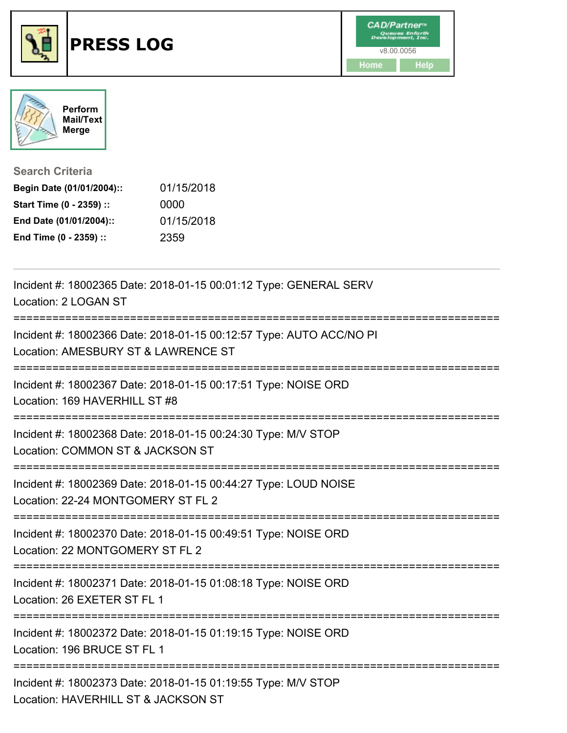# PRESS LOG

CAD/Partner™
v8.00.0056

Home Help

Perform Mail/Text Merge

## Search Criteria

| | |
|---|---|
| **Begin Date (01/01/2004)::** | 01/15/2018 |
| **Start Time (0 - 2359) ::** | 0000 |
| **End Date (01/01/2004)::** | 01/15/2018 |
| **End Time (0 - 2359) ::** | 2359 |

---

Incident #: 18002365 Date: 2018-01-15 00:01:12 Type: GENERAL SERV
Location: 2 LOGAN ST

===========================================================================

Incident #: 18002366 Date: 2018-01-15 00:12:57 Type: AUTO ACC/NO PI
Location: AMESBURY ST & LAWRENCE ST

===========================================================================

Incident #: 18002367 Date: 2018-01-15 00:17:51 Type: NOISE ORD
Location: 169 HAVERHILL ST #8

===========================================================================

Incident #: 18002368 Date: 2018-01-15 00:24:30 Type: M/V STOP
Location: COMMON ST & JACKSON ST

===========================================================================

Incident #: 18002369 Date: 2018-01-15 00:44:27 Type: LOUD NOISE
Location: 22-24 MONTGOMERY ST FL 2

===========================================================================

Incident #: 18002370 Date: 2018-01-15 00:49:51 Type: NOISE ORD
Location: 22 MONTGOMERY ST FL 2

===========================================================================

Incident #: 18002371 Date: 2018-01-15 01:08:18 Type: NOISE ORD
Location: 26 EXETER ST FL 1

===========================================================================

Incident #: 18002372 Date: 2018-01-15 01:19:15 Type: NOISE ORD
Location: 196 BRUCE ST FL 1

===========================================================================

Incident #: 18002373 Date: 2018-01-15 01:19:55 Type: M/V STOP
Location: HAVERHILL ST & JACKSON ST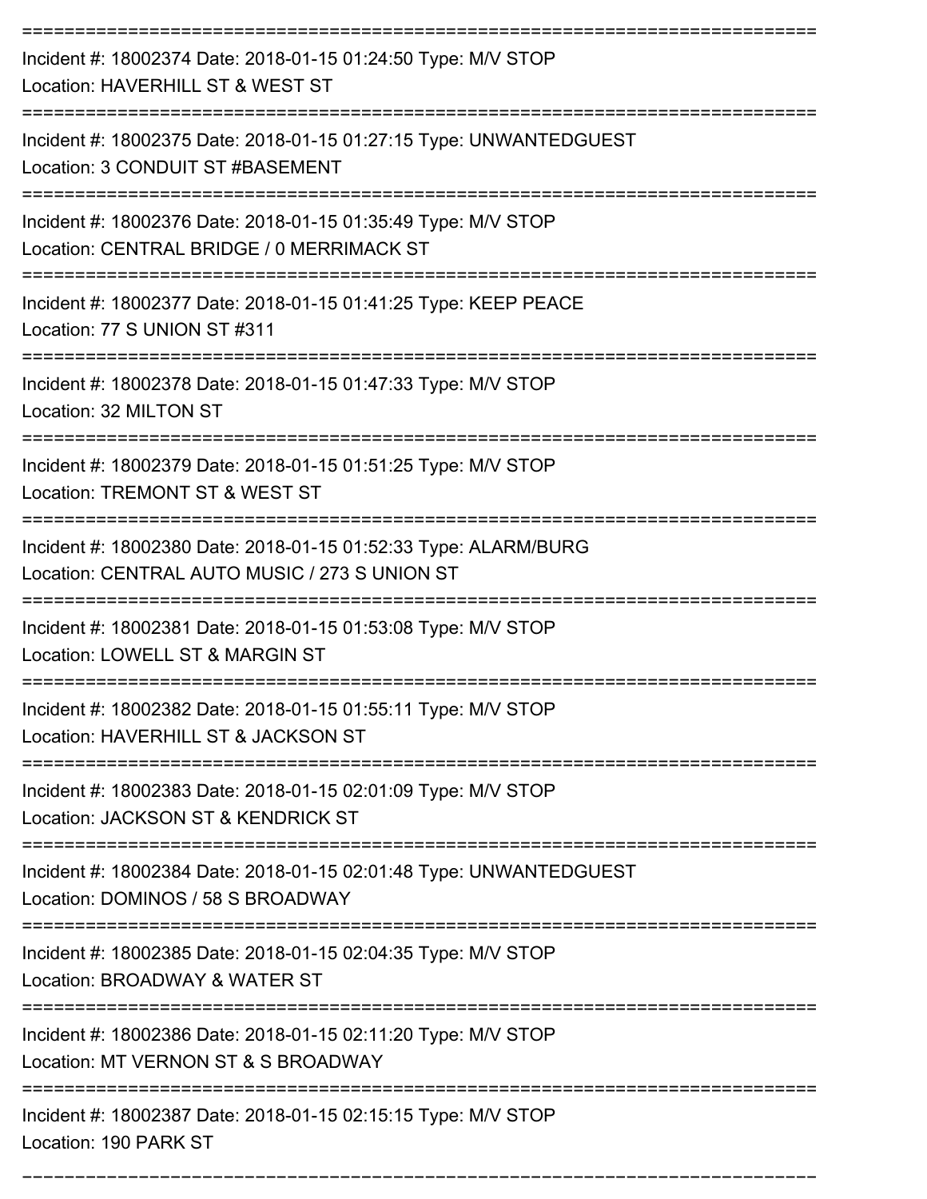===========================================================================
Incident #: 18002374 Date: 2018-01-15 01:24:50 Type: M/V STOP
Location: HAVERHILL ST & WEST ST
===========================================================================
Incident #: 18002375 Date: 2018-01-15 01:27:15 Type: UNWANTEDGUEST
Location: 3 CONDUIT ST #BASEMENT
===========================================================================
Incident #: 18002376 Date: 2018-01-15 01:35:49 Type: M/V STOP
Location: CENTRAL BRIDGE / 0 MERRIMACK ST
===========================================================================
Incident #: 18002377 Date: 2018-01-15 01:41:25 Type: KEEP PEACE
Location: 77 S UNION ST #311
===========================================================================
Incident #: 18002378 Date: 2018-01-15 01:47:33 Type: M/V STOP
Location: 32 MILTON ST
===========================================================================
Incident #: 18002379 Date: 2018-01-15 01:51:25 Type: M/V STOP
Location: TREMONT ST & WEST ST
===========================================================================
Incident #: 18002380 Date: 2018-01-15 01:52:33 Type: ALARM/BURG
Location: CENTRAL AUTO MUSIC / 273 S UNION ST
===========================================================================
Incident #: 18002381 Date: 2018-01-15 01:53:08 Type: M/V STOP
Location: LOWELL ST & MARGIN ST
===========================================================================
Incident #: 18002382 Date: 2018-01-15 01:55:11 Type: M/V STOP
Location: HAVERHILL ST & JACKSON ST
===========================================================================
Incident #: 18002383 Date: 2018-01-15 02:01:09 Type: M/V STOP
Location: JACKSON ST & KENDRICK ST
===========================================================================
Incident #: 18002384 Date: 2018-01-15 02:01:48 Type: UNWANTEDGUEST
Location: DOMINOS / 58 S BROADWAY
===========================================================================
Incident #: 18002385 Date: 2018-01-15 02:04:35 Type: M/V STOP
Location: BROADWAY & WATER ST
===========================================================================
Incident #: 18002386 Date: 2018-01-15 02:11:20 Type: M/V STOP
Location: MT VERNON ST & S BROADWAY
===========================================================================
Incident #: 18002387 Date: 2018-01-15 02:15:15 Type: M/V STOP
Location: 190 PARK ST
===========================================================================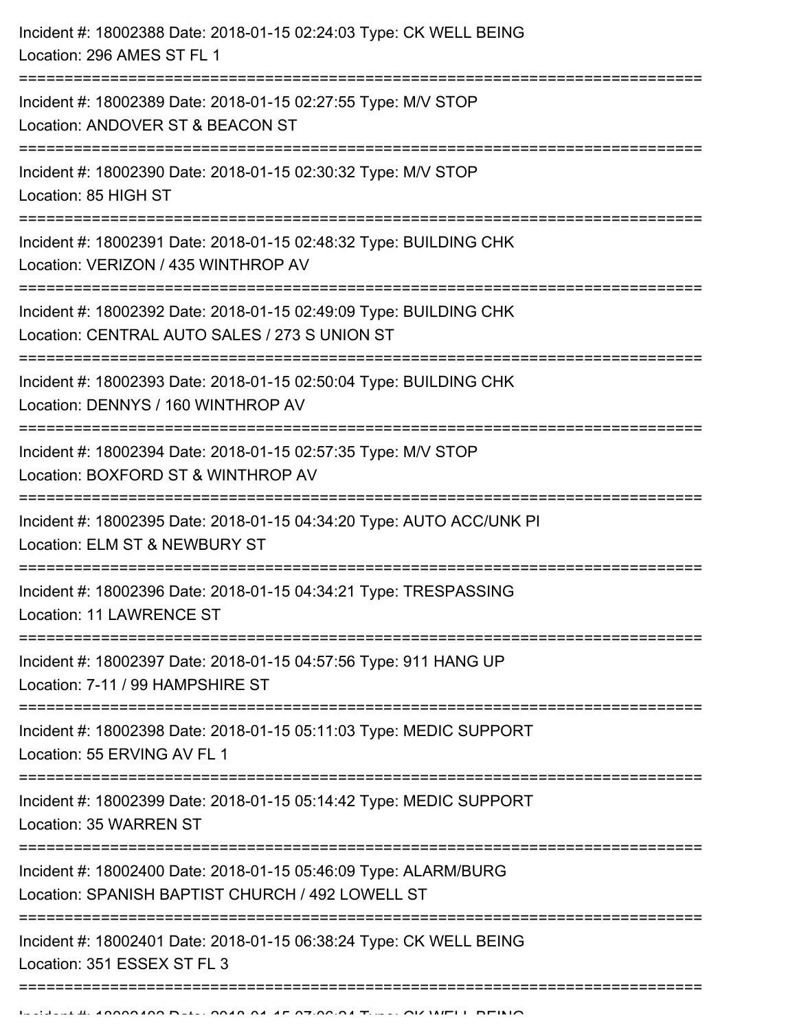Incident #: 18002388 Date: 2018-01-15 02:24:03 Type: CK WELL BEING
Location: 296 AMES ST FL 1

===========================================================================

Incident #: 18002389 Date: 2018-01-15 02:27:55 Type: M/V STOP
Location: ANDOVER ST & BEACON ST

===========================================================================

Incident #: 18002390 Date: 2018-01-15 02:30:32 Type: M/V STOP
Location: 85 HIGH ST

===========================================================================

Incident #: 18002391 Date: 2018-01-15 02:48:32 Type: BUILDING CHK
Location: VERIZON / 435 WINTHROP AV

===========================================================================

Incident #: 18002392 Date: 2018-01-15 02:49:09 Type: BUILDING CHK
Location: CENTRAL AUTO SALES / 273 S UNION ST

===========================================================================

Incident #: 18002393 Date: 2018-01-15 02:50:04 Type: BUILDING CHK
Location: DENNYS / 160 WINTHROP AV

===========================================================================

Incident #: 18002394 Date: 2018-01-15 02:57:35 Type: M/V STOP
Location: BOXFORD ST & WINTHROP AV

===========================================================================

Incident #: 18002395 Date: 2018-01-15 04:34:20 Type: AUTO ACC/UNK PI
Location: ELM ST & NEWBURY ST

===========================================================================

Incident #: 18002396 Date: 2018-01-15 04:34:21 Type: TRESPASSING
Location: 11 LAWRENCE ST

===========================================================================

Incident #: 18002397 Date: 2018-01-15 04:57:56 Type: 911 HANG UP
Location: 7-11 / 99 HAMPSHIRE ST

===========================================================================

Incident #: 18002398 Date: 2018-01-15 05:11:03 Type: MEDIC SUPPORT
Location: 55 ERVING AV FL 1

===========================================================================

Incident #: 18002399 Date: 2018-01-15 05:14:42 Type: MEDIC SUPPORT
Location: 35 WARREN ST

===========================================================================

Incident #: 18002400 Date: 2018-01-15 05:46:09 Type: ALARM/BURG
Location: SPANISH BAPTIST CHURCH / 492 LOWELL ST

===========================================================================

Incident #: 18002401 Date: 2018-01-15 06:38:24 Type: CK WELL BEING
Location: 351 ESSEX ST FL 3

===========================================================================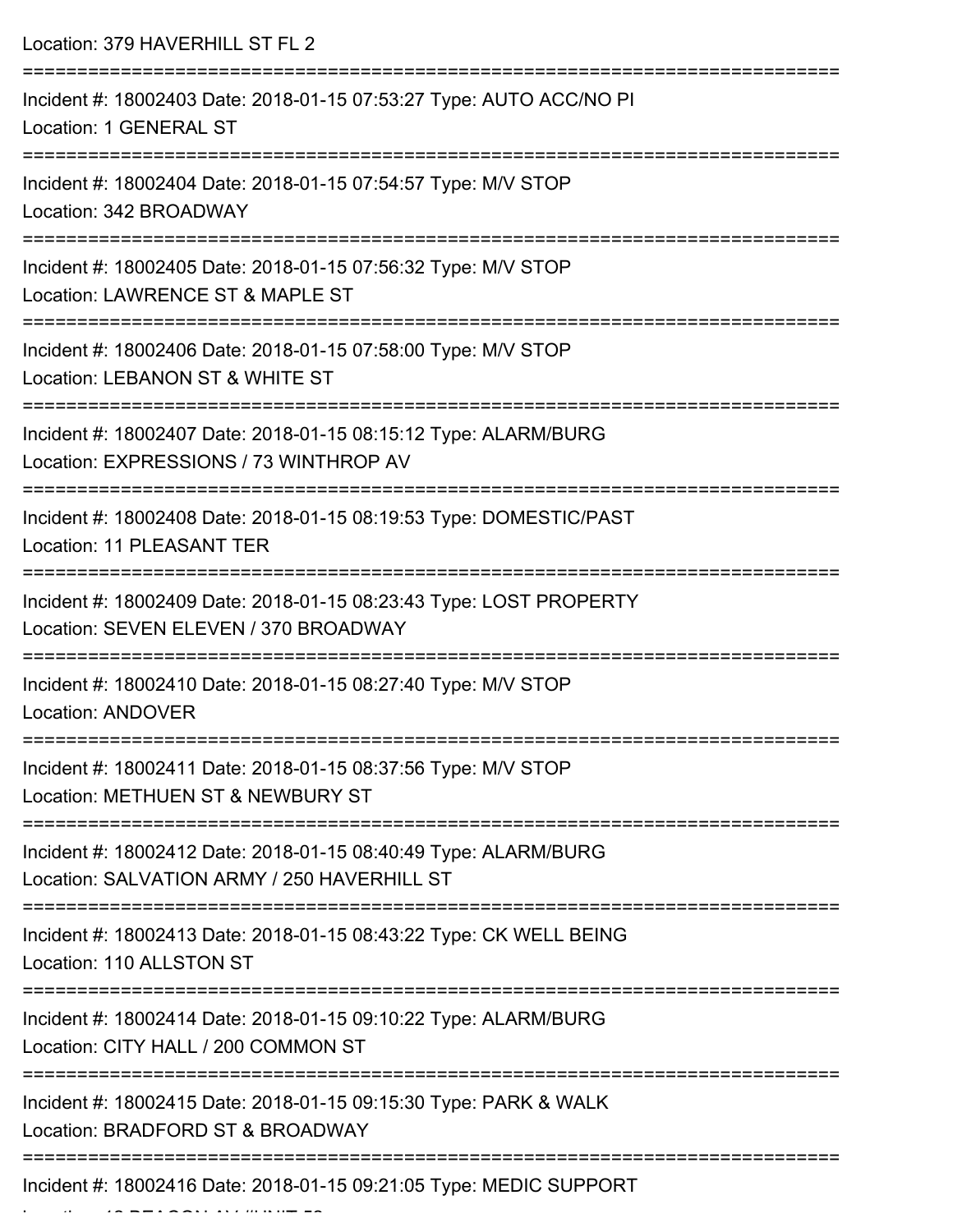Location: 379 HAVERHILL ST FL 2

===========================================================================

Incident #: 18002403 Date: 2018-01-15 07:53:27 Type: AUTO ACC/NO PI
Location: 1 GENERAL ST

===========================================================================

Incident #: 18002404 Date: 2018-01-15 07:54:57 Type: M/V STOP
Location: 342 BROADWAY

===========================================================================

Incident #: 18002405 Date: 2018-01-15 07:56:32 Type: M/V STOP
Location: LAWRENCE ST & MAPLE ST

===========================================================================

Incident #: 18002406 Date: 2018-01-15 07:58:00 Type: M/V STOP
Location: LEBANON ST & WHITE ST

===========================================================================

Incident #: 18002407 Date: 2018-01-15 08:15:12 Type: ALARM/BURG
Location: EXPRESSIONS / 73 WINTHROP AV

===========================================================================

Incident #: 18002408 Date: 2018-01-15 08:19:53 Type: DOMESTIC/PAST
Location: 11 PLEASANT TER

===========================================================================

Incident #: 18002409 Date: 2018-01-15 08:23:43 Type: LOST PROPERTY
Location: SEVEN ELEVEN / 370 BROADWAY

===========================================================================

Incident #: 18002410 Date: 2018-01-15 08:27:40 Type: M/V STOP
Location: ANDOVER

===========================================================================

Incident #: 18002411 Date: 2018-01-15 08:37:56 Type: M/V STOP
Location: METHUEN ST & NEWBURY ST

===========================================================================

Incident #: 18002412 Date: 2018-01-15 08:40:49 Type: ALARM/BURG
Location: SALVATION ARMY / 250 HAVERHILL ST

===========================================================================

Incident #: 18002413 Date: 2018-01-15 08:43:22 Type: CK WELL BEING
Location: 110 ALLSTON ST

===========================================================================

Incident #: 18002414 Date: 2018-01-15 09:10:22 Type: ALARM/BURG
Location: CITY HALL / 200 COMMON ST

===========================================================================

Incident #: 18002415 Date: 2018-01-15 09:15:30 Type: PARK & WALK
Location: BRADFORD ST & BROADWAY

===========================================================================

Incident #: 18002416 Date: 2018-01-15 09:21:05 Type: MEDIC SUPPORT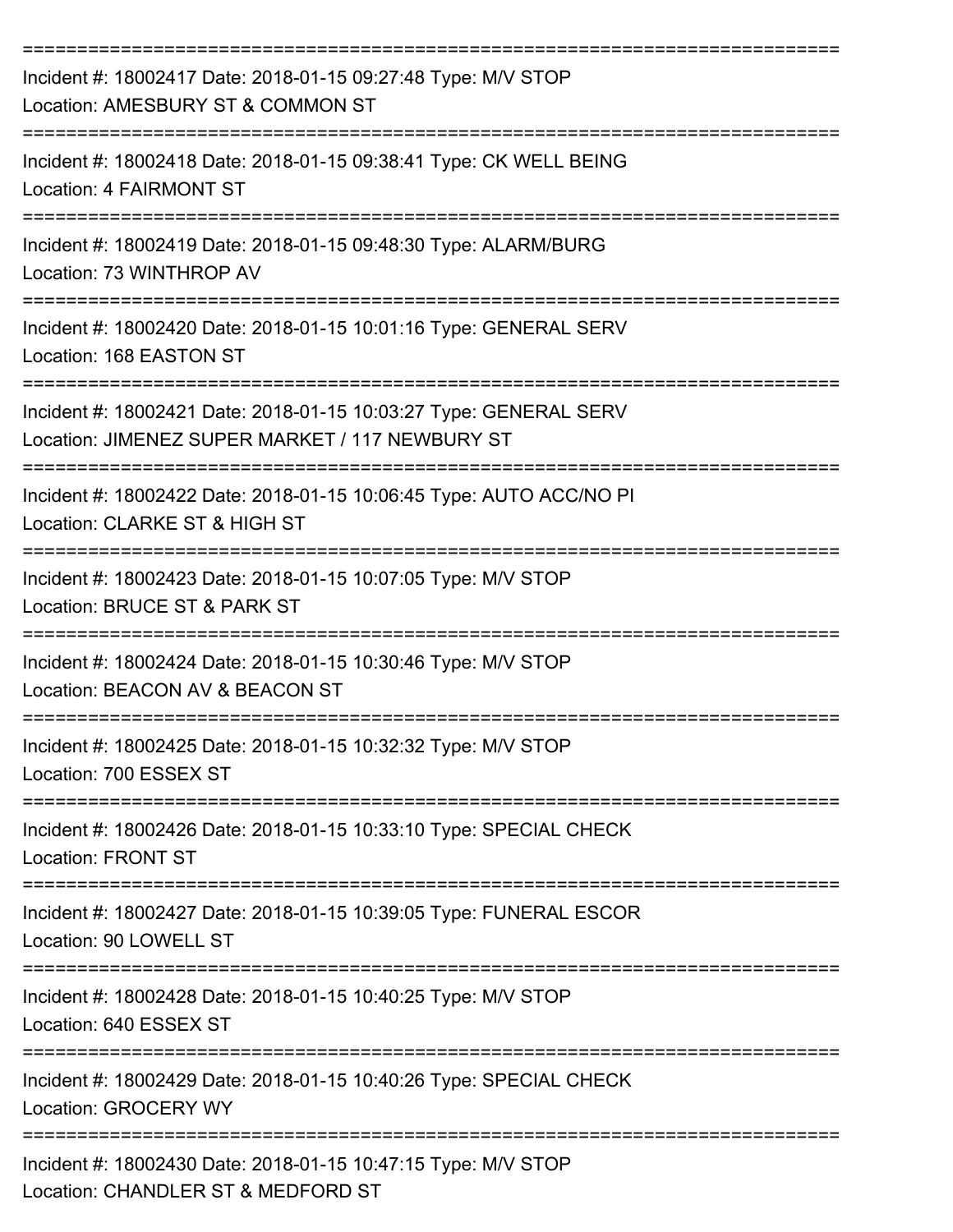===========================================================================

Incident #: 18002417 Date: 2018-01-15 09:27:48 Type: M/V STOP
Location: AMESBURY ST & COMMON ST

===========================================================================

Incident #: 18002418 Date: 2018-01-15 09:38:41 Type: CK WELL BEING
Location: 4 FAIRMONT ST

===========================================================================

Incident #: 18002419 Date: 2018-01-15 09:48:30 Type: ALARM/BURG
Location: 73 WINTHROP AV

===========================================================================

Incident #: 18002420 Date: 2018-01-15 10:01:16 Type: GENERAL SERV
Location: 168 EASTON ST

===========================================================================

Incident #: 18002421 Date: 2018-01-15 10:03:27 Type: GENERAL SERV
Location: JIMENEZ SUPER MARKET / 117 NEWBURY ST

===========================================================================

Incident #: 18002422 Date: 2018-01-15 10:06:45 Type: AUTO ACC/NO PI
Location: CLARKE ST & HIGH ST

===========================================================================

Incident #: 18002423 Date: 2018-01-15 10:07:05 Type: M/V STOP
Location: BRUCE ST & PARK ST

===========================================================================

Incident #: 18002424 Date: 2018-01-15 10:30:46 Type: M/V STOP
Location: BEACON AV & BEACON ST

===========================================================================

Incident #: 18002425 Date: 2018-01-15 10:32:32 Type: M/V STOP
Location: 700 ESSEX ST

===========================================================================

Incident #: 18002426 Date: 2018-01-15 10:33:10 Type: SPECIAL CHECK
Location: FRONT ST

===========================================================================

Incident #: 18002427 Date: 2018-01-15 10:39:05 Type: FUNERAL ESCOR
Location: 90 LOWELL ST

===========================================================================

Incident #: 18002428 Date: 2018-01-15 10:40:25 Type: M/V STOP
Location: 640 ESSEX ST

===========================================================================

Incident #: 18002429 Date: 2018-01-15 10:40:26 Type: SPECIAL CHECK
Location: GROCERY WY

===========================================================================

Incident #: 18002430 Date: 2018-01-15 10:47:15 Type: M/V STOP
Location: CHANDLER ST & MEDFORD ST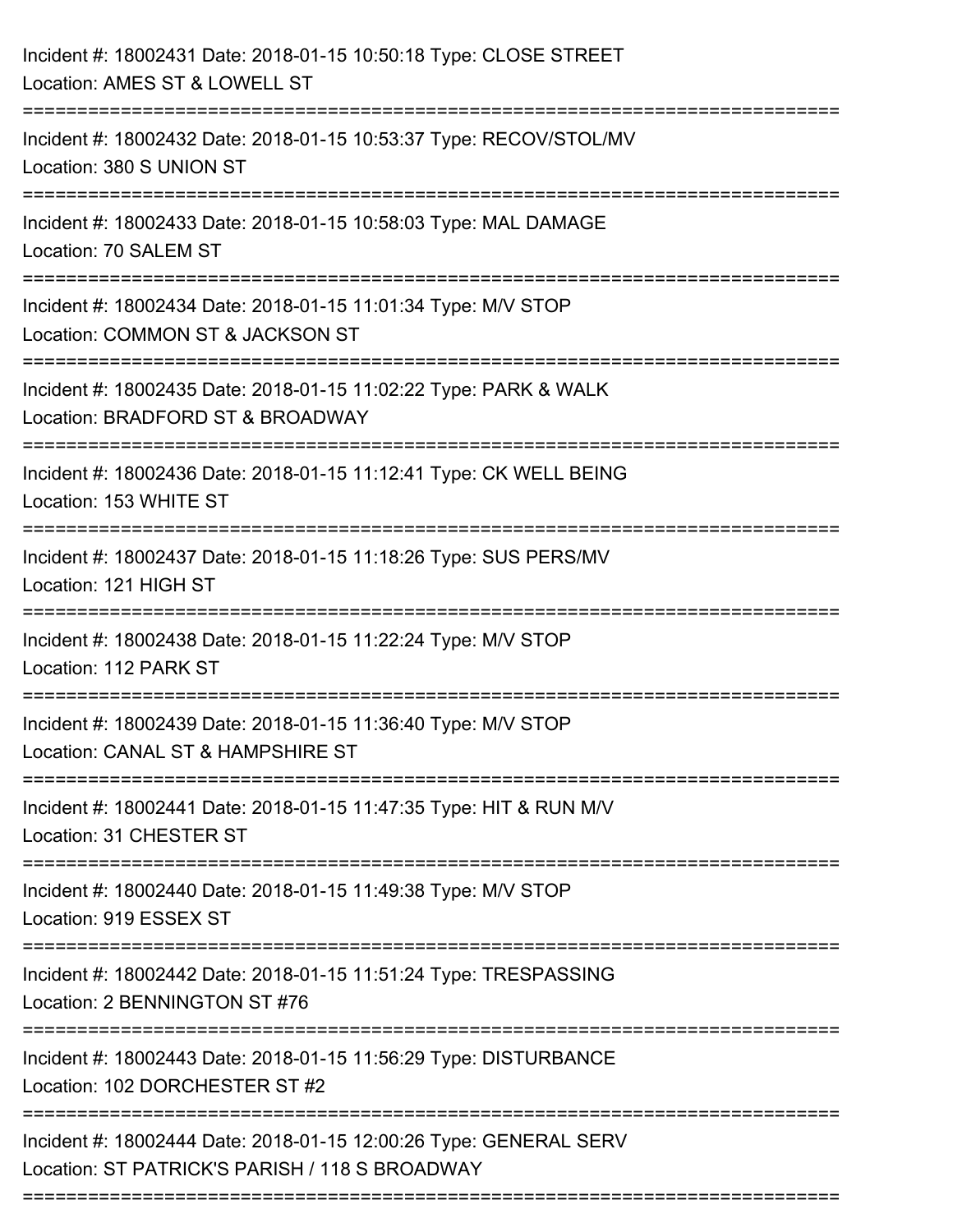Incident #: 18002431 Date: 2018-01-15 10:50:18 Type: CLOSE STREET
Location: AMES ST & LOWELL ST

===========================================================================

Incident #: 18002432 Date: 2018-01-15 10:53:37 Type: RECOV/STOL/MV
Location: 380 S UNION ST

===========================================================================

Incident #: 18002433 Date: 2018-01-15 10:58:03 Type: MAL DAMAGE
Location: 70 SALEM ST

===========================================================================

Incident #: 18002434 Date: 2018-01-15 11:01:34 Type: M/V STOP
Location: COMMON ST & JACKSON ST

===========================================================================

Incident #: 18002435 Date: 2018-01-15 11:02:22 Type: PARK & WALK
Location: BRADFORD ST & BROADWAY

===========================================================================

Incident #: 18002436 Date: 2018-01-15 11:12:41 Type: CK WELL BEING
Location: 153 WHITE ST

===========================================================================

Incident #: 18002437 Date: 2018-01-15 11:18:26 Type: SUS PERS/MV
Location: 121 HIGH ST

===========================================================================

Incident #: 18002438 Date: 2018-01-15 11:22:24 Type: M/V STOP
Location: 112 PARK ST

===========================================================================

Incident #: 18002439 Date: 2018-01-15 11:36:40 Type: M/V STOP
Location: CANAL ST & HAMPSHIRE ST

===========================================================================

Incident #: 18002441 Date: 2018-01-15 11:47:35 Type: HIT & RUN M/V
Location: 31 CHESTER ST

===========================================================================

Incident #: 18002440 Date: 2018-01-15 11:49:38 Type: M/V STOP
Location: 919 ESSEX ST

===========================================================================

Incident #: 18002442 Date: 2018-01-15 11:51:24 Type: TRESPASSING
Location: 2 BENNINGTON ST #76

===========================================================================

Incident #: 18002443 Date: 2018-01-15 11:56:29 Type: DISTURBANCE
Location: 102 DORCHESTER ST #2

===========================================================================

Incident #: 18002444 Date: 2018-01-15 12:00:26 Type: GENERAL SERV
Location: ST PATRICK'S PARISH / 118 S BROADWAY

===========================================================================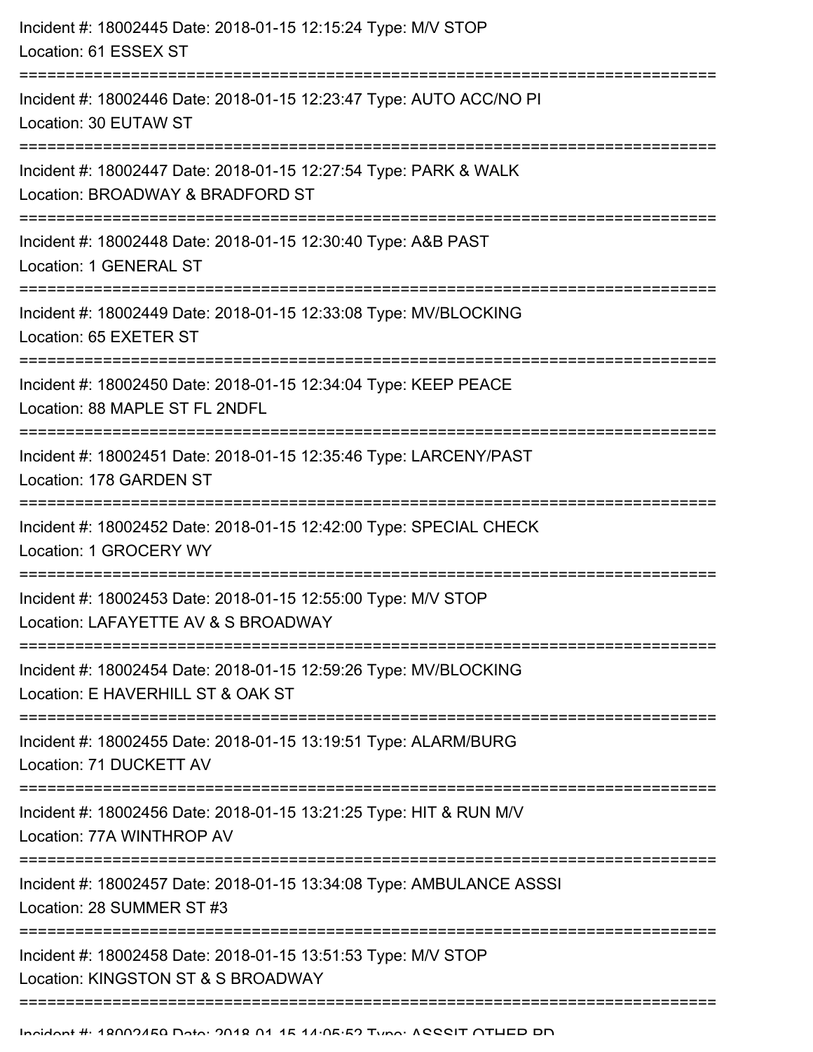Incident #: 18002445 Date: 2018-01-15 12:15:24 Type: M/V STOP
Location: 61 ESSEX ST

===========================================================================

Incident #: 18002446 Date: 2018-01-15 12:23:47 Type: AUTO ACC/NO PI
Location: 30 EUTAW ST

===========================================================================

Incident #: 18002447 Date: 2018-01-15 12:27:54 Type: PARK & WALK
Location: BROADWAY & BRADFORD ST

===========================================================================

Incident #: 18002448 Date: 2018-01-15 12:30:40 Type: A&B PAST
Location: 1 GENERAL ST

===========================================================================

Incident #: 18002449 Date: 2018-01-15 12:33:08 Type: MV/BLOCKING
Location: 65 EXETER ST

===========================================================================

Incident #: 18002450 Date: 2018-01-15 12:34:04 Type: KEEP PEACE
Location: 88 MAPLE ST FL 2NDFL

===========================================================================

Incident #: 18002451 Date: 2018-01-15 12:35:46 Type: LARCENY/PAST
Location: 178 GARDEN ST

===========================================================================

Incident #: 18002452 Date: 2018-01-15 12:42:00 Type: SPECIAL CHECK
Location: 1 GROCERY WY

===========================================================================

Incident #: 18002453 Date: 2018-01-15 12:55:00 Type: M/V STOP
Location: LAFAYETTE AV & S BROADWAY

===========================================================================

Incident #: 18002454 Date: 2018-01-15 12:59:26 Type: MV/BLOCKING
Location: E HAVERHILL ST & OAK ST

===========================================================================

Incident #: 18002455 Date: 2018-01-15 13:19:51 Type: ALARM/BURG
Location: 71 DUCKETT AV

===========================================================================

Incident #: 18002456 Date: 2018-01-15 13:21:25 Type: HIT & RUN M/V
Location: 77A WINTHROP AV

===========================================================================

Incident #: 18002457 Date: 2018-01-15 13:34:08 Type: AMBULANCE ASSSI
Location: 28 SUMMER ST #3

===========================================================================

Incident #: 18002458 Date: 2018-01-15 13:51:53 Type: M/V STOP
Location: KINGSTON ST & S BROADWAY

===========================================================================

Incident #: 18002459 Date: 2018-01-15 14:05:52 Type: ASSSIT OTHER PD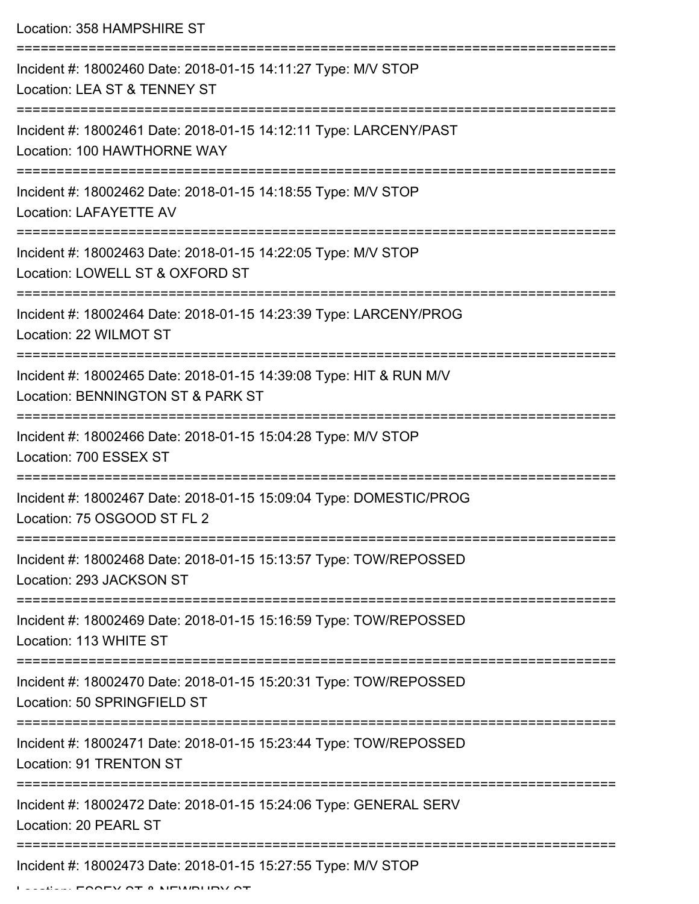Location: 358 HAMPSHIRE ST

===========================================================================

Incident #: 18002460 Date: 2018-01-15 14:11:27 Type: M/V STOP

Location: LEA ST & TENNEY ST

===========================================================================

Incident #: 18002461 Date: 2018-01-15 14:12:11 Type: LARCENY/PAST

Location: 100 HAWTHORNE WAY

===========================================================================

Incident #: 18002462 Date: 2018-01-15 14:18:55 Type: M/V STOP

Location: LAFAYETTE AV

===========================================================================

Incident #: 18002463 Date: 2018-01-15 14:22:05 Type: M/V STOP

Location: LOWELL ST & OXFORD ST

===========================================================================

Incident #: 18002464 Date: 2018-01-15 14:23:39 Type: LARCENY/PROG

Location: 22 WILMOT ST

===========================================================================

Incident #: 18002465 Date: 2018-01-15 14:39:08 Type: HIT & RUN M/V

Location: BENNINGTON ST & PARK ST

===========================================================================

Incident #: 18002466 Date: 2018-01-15 15:04:28 Type: M/V STOP

Location: 700 ESSEX ST

===========================================================================

Incident #: 18002467 Date: 2018-01-15 15:09:04 Type: DOMESTIC/PROG

Location: 75 OSGOOD ST FL 2

===========================================================================

Incident #: 18002468 Date: 2018-01-15 15:13:57 Type: TOW/REPOSSED

Location: 293 JACKSON ST

===========================================================================

Incident #: 18002469 Date: 2018-01-15 15:16:59 Type: TOW/REPOSSED

Location: 113 WHITE ST

===========================================================================

Incident #: 18002470 Date: 2018-01-15 15:20:31 Type: TOW/REPOSSED

Location: 50 SPRINGFIELD ST

===========================================================================

Incident #: 18002471 Date: 2018-01-15 15:23:44 Type: TOW/REPOSSED

Location: 91 TRENTON ST

===========================================================================

Incident #: 18002472 Date: 2018-01-15 15:24:06 Type: GENERAL SERV

Location: 20 PEARL ST

===========================================================================

Incident #: 18002473 Date: 2018-01-15 15:27:55 Type: M/V STOP

Location: ESSEX ST & NEWBURY ST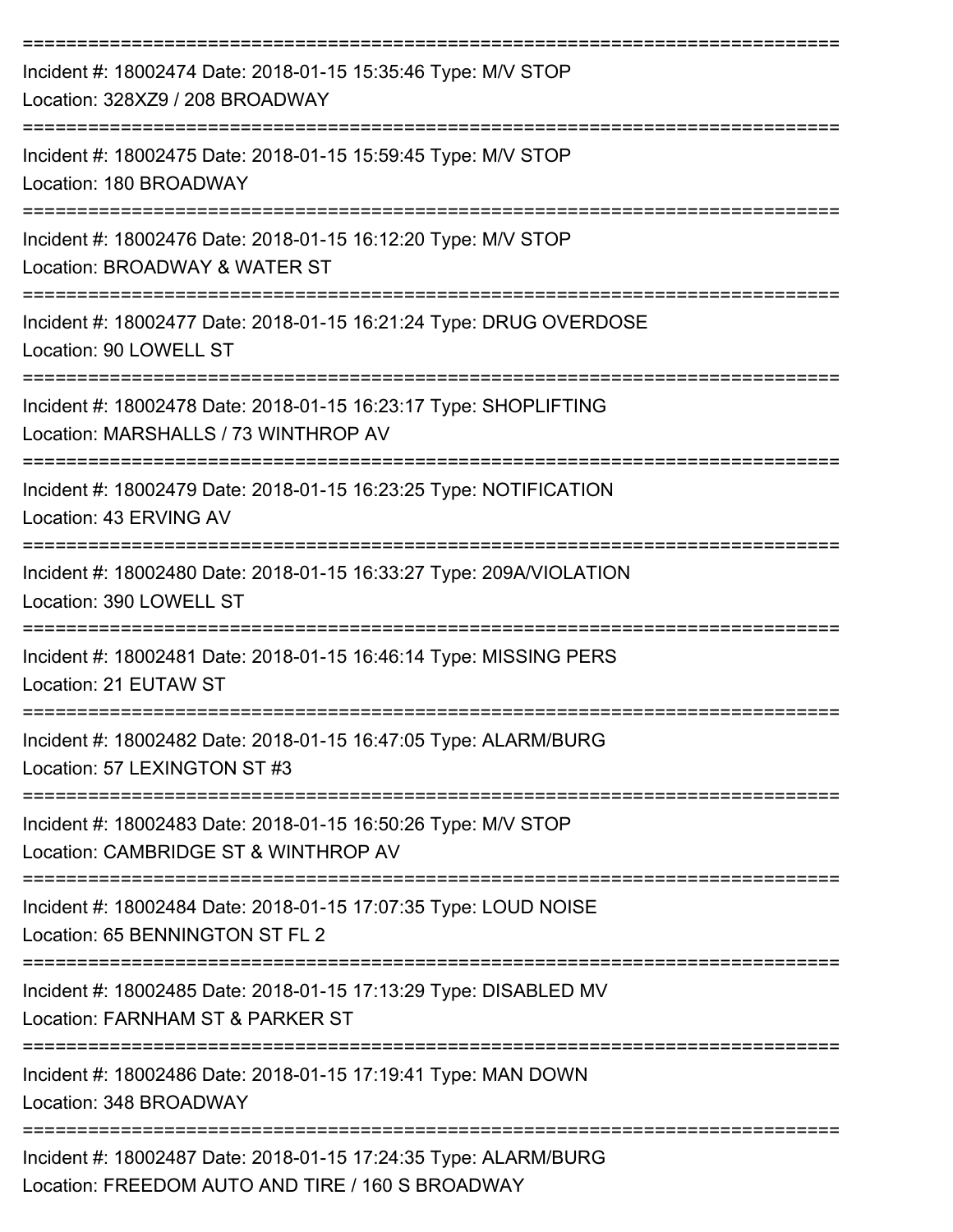===========================================================================

Incident #: 18002474 Date: 2018-01-15 15:35:46 Type: M/V STOP
Location: 328XZ9 / 208 BROADWAY

===========================================================================

Incident #: 18002475 Date: 2018-01-15 15:59:45 Type: M/V STOP
Location: 180 BROADWAY

===========================================================================

Incident #: 18002476 Date: 2018-01-15 16:12:20 Type: M/V STOP
Location: BROADWAY & WATER ST

===========================================================================

Incident #: 18002477 Date: 2018-01-15 16:21:24 Type: DRUG OVERDOSE
Location: 90 LOWELL ST

===========================================================================

Incident #: 18002478 Date: 2018-01-15 16:23:17 Type: SHOPLIFTING
Location: MARSHALLS / 73 WINTHROP AV

===========================================================================

Incident #: 18002479 Date: 2018-01-15 16:23:25 Type: NOTIFICATION
Location: 43 ERVING AV

===========================================================================

Incident #: 18002480 Date: 2018-01-15 16:33:27 Type: 209A/VIOLATION
Location: 390 LOWELL ST

===========================================================================

Incident #: 18002481 Date: 2018-01-15 16:46:14 Type: MISSING PERS
Location: 21 EUTAW ST

===========================================================================

Incident #: 18002482 Date: 2018-01-15 16:47:05 Type: ALARM/BURG
Location: 57 LEXINGTON ST #3

===========================================================================

Incident #: 18002483 Date: 2018-01-15 16:50:26 Type: M/V STOP
Location: CAMBRIDGE ST & WINTHROP AV

===========================================================================

Incident #: 18002484 Date: 2018-01-15 17:07:35 Type: LOUD NOISE
Location: 65 BENNINGTON ST FL 2

===========================================================================

Incident #: 18002485 Date: 2018-01-15 17:13:29 Type: DISABLED MV
Location: FARNHAM ST & PARKER ST

===========================================================================

Incident #: 18002486 Date: 2018-01-15 17:19:41 Type: MAN DOWN
Location: 348 BROADWAY

===========================================================================

Incident #: 18002487 Date: 2018-01-15 17:24:35 Type: ALARM/BURG
Location: FREEDOM AUTO AND TIRE / 160 S BROADWAY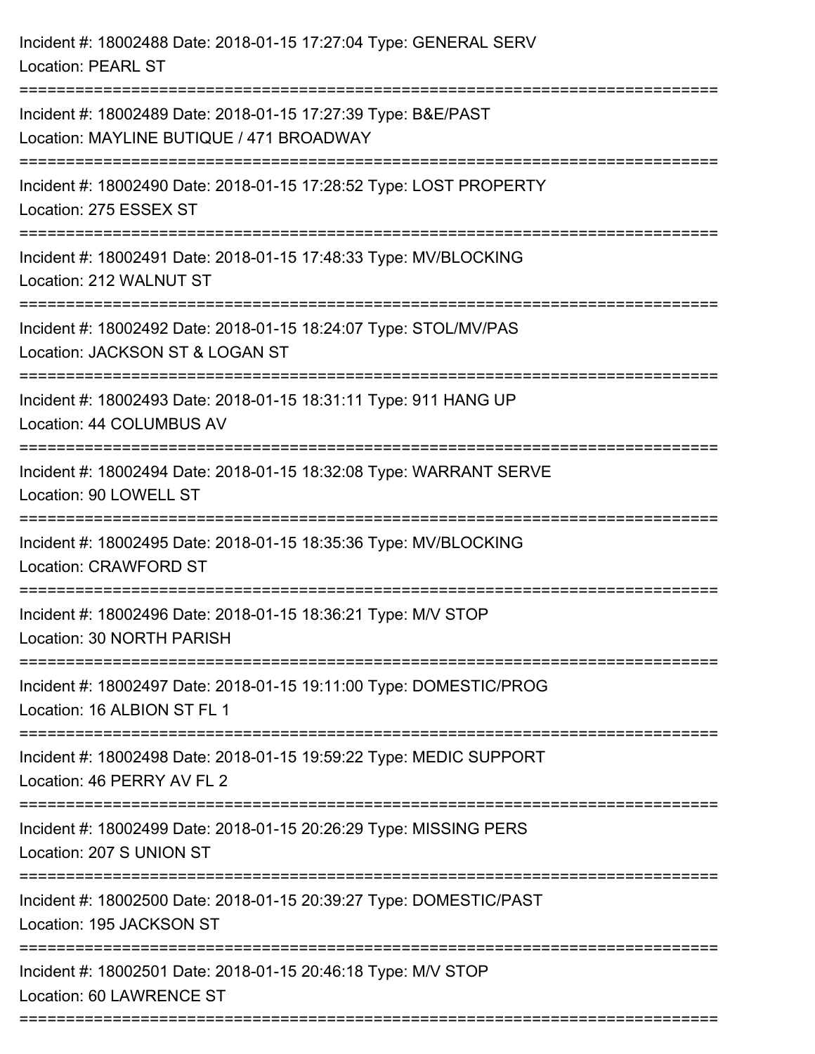Incident #: 18002488 Date: 2018-01-15 17:27:04 Type: GENERAL SERV
Location: PEARL ST

===========================================================================

Incident #: 18002489 Date: 2018-01-15 17:27:39 Type: B&E/PAST
Location: MAYLINE BUTIQUE / 471 BROADWAY

===========================================================================

Incident #: 18002490 Date: 2018-01-15 17:28:52 Type: LOST PROPERTY
Location: 275 ESSEX ST

===========================================================================

Incident #: 18002491 Date: 2018-01-15 17:48:33 Type: MV/BLOCKING
Location: 212 WALNUT ST

===========================================================================

Incident #: 18002492 Date: 2018-01-15 18:24:07 Type: STOL/MV/PAS
Location: JACKSON ST & LOGAN ST

===========================================================================

Incident #: 18002493 Date: 2018-01-15 18:31:11 Type: 911 HANG UP
Location: 44 COLUMBUS AV

===========================================================================

Incident #: 18002494 Date: 2018-01-15 18:32:08 Type: WARRANT SERVE
Location: 90 LOWELL ST

===========================================================================

Incident #: 18002495 Date: 2018-01-15 18:35:36 Type: MV/BLOCKING
Location: CRAWFORD ST

===========================================================================

Incident #: 18002496 Date: 2018-01-15 18:36:21 Type: M/V STOP
Location: 30 NORTH PARISH

===========================================================================

Incident #: 18002497 Date: 2018-01-15 19:11:00 Type: DOMESTIC/PROG
Location: 16 ALBION ST FL 1

===========================================================================

Incident #: 18002498 Date: 2018-01-15 19:59:22 Type: MEDIC SUPPORT
Location: 46 PERRY AV FL 2

===========================================================================

Incident #: 18002499 Date: 2018-01-15 20:26:29 Type: MISSING PERS
Location: 207 S UNION ST

===========================================================================

Incident #: 18002500 Date: 2018-01-15 20:39:27 Type: DOMESTIC/PAST
Location: 195 JACKSON ST

===========================================================================

Incident #: 18002501 Date: 2018-01-15 20:46:18 Type: M/V STOP
Location: 60 LAWRENCE ST

===========================================================================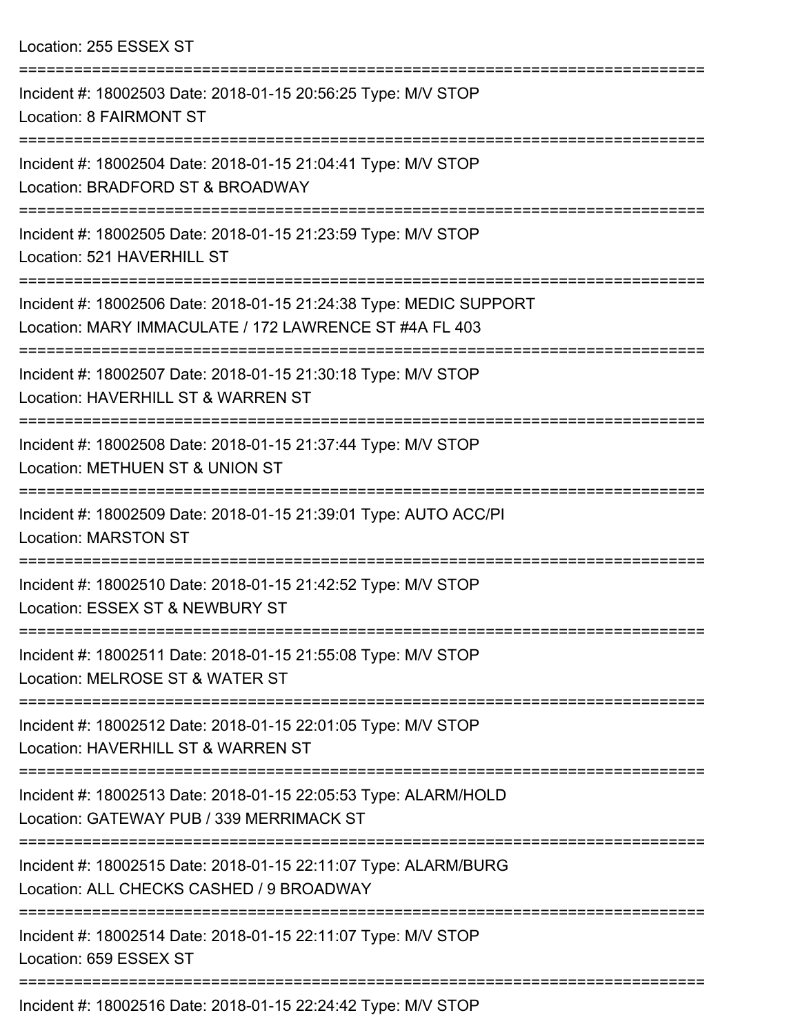Location: 255 ESSEX ST

===========================================================================

Incident #: 18002503 Date: 2018-01-15 20:56:25 Type: M/V STOP
Location: 8 FAIRMONT ST

===========================================================================

Incident #: 18002504 Date: 2018-01-15 21:04:41 Type: M/V STOP
Location: BRADFORD ST & BROADWAY

===========================================================================

Incident #: 18002505 Date: 2018-01-15 21:23:59 Type: M/V STOP
Location: 521 HAVERHILL ST

===========================================================================

Incident #: 18002506 Date: 2018-01-15 21:24:38 Type: MEDIC SUPPORT
Location: MARY IMMACULATE / 172 LAWRENCE ST #4A FL 403

===========================================================================

Incident #: 18002507 Date: 2018-01-15 21:30:18 Type: M/V STOP
Location: HAVERHILL ST & WARREN ST

===========================================================================

Incident #: 18002508 Date: 2018-01-15 21:37:44 Type: M/V STOP
Location: METHUEN ST & UNION ST

===========================================================================

Incident #: 18002509 Date: 2018-01-15 21:39:01 Type: AUTO ACC/PI
Location: MARSTON ST

===========================================================================

Incident #: 18002510 Date: 2018-01-15 21:42:52 Type: M/V STOP
Location: ESSEX ST & NEWBURY ST

===========================================================================

Incident #: 18002511 Date: 2018-01-15 21:55:08 Type: M/V STOP
Location: MELROSE ST & WATER ST

===========================================================================

Incident #: 18002512 Date: 2018-01-15 22:01:05 Type: M/V STOP
Location: HAVERHILL ST & WARREN ST

===========================================================================

Incident #: 18002513 Date: 2018-01-15 22:05:53 Type: ALARM/HOLD
Location: GATEWAY PUB / 339 MERRIMACK ST

===========================================================================

Incident #: 18002515 Date: 2018-01-15 22:11:07 Type: ALARM/BURG
Location: ALL CHECKS CASHED / 9 BROADWAY

===========================================================================

Incident #: 18002514 Date: 2018-01-15 22:11:07 Type: M/V STOP
Location: 659 ESSEX ST

===========================================================================

Incident #: 18002516 Date: 2018-01-15 22:24:42 Type: M/V STOP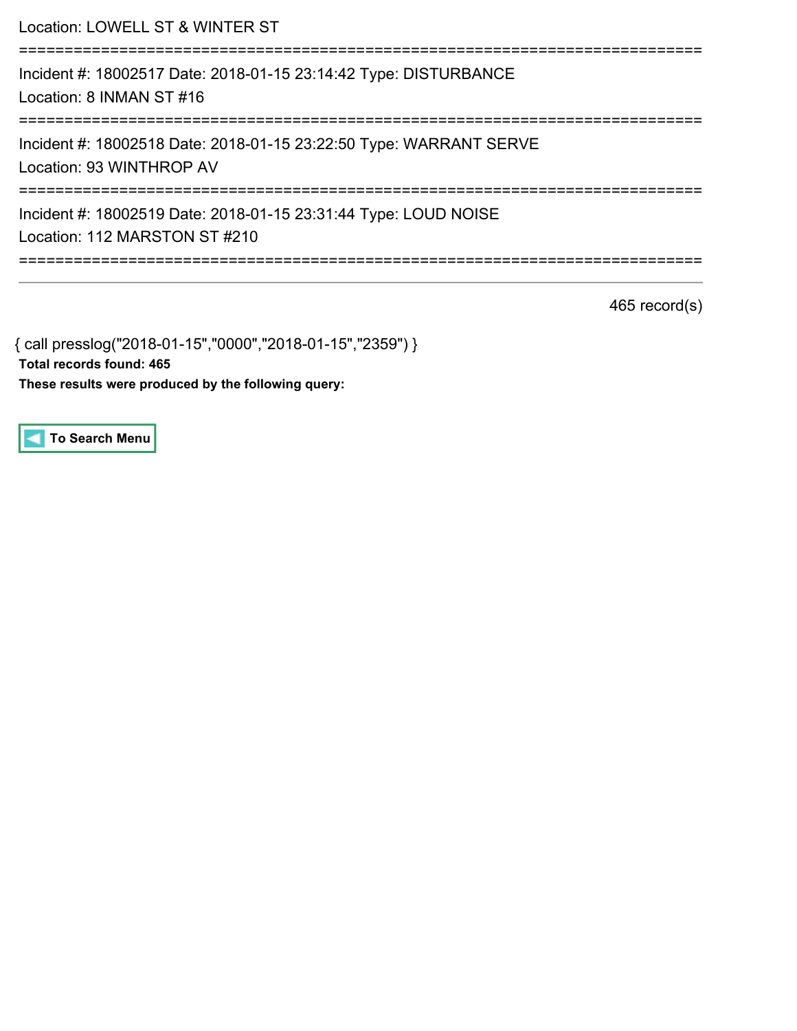Location: LOWELL ST & WINTER ST

===========================================================================

Incident #: 18002517 Date: 2018-01-15 23:14:42 Type: DISTURBANCE

Location: 8 INMAN ST #16

===========================================================================

Incident #: 18002518 Date: 2018-01-15 23:22:50 Type: WARRANT SERVE

Location: 93 WINTHROP AV

===========================================================================

Incident #: 18002519 Date: 2018-01-15 23:31:44 Type: LOUD NOISE

Location: 112 MARSTON ST #210

===========================================================================

---

465 record(s)

{ call presslog("2018-01-15","0000","2018-01-15","2359") }

**Total records found: 465**

**These results were produced by the following query:**

To Search Menu